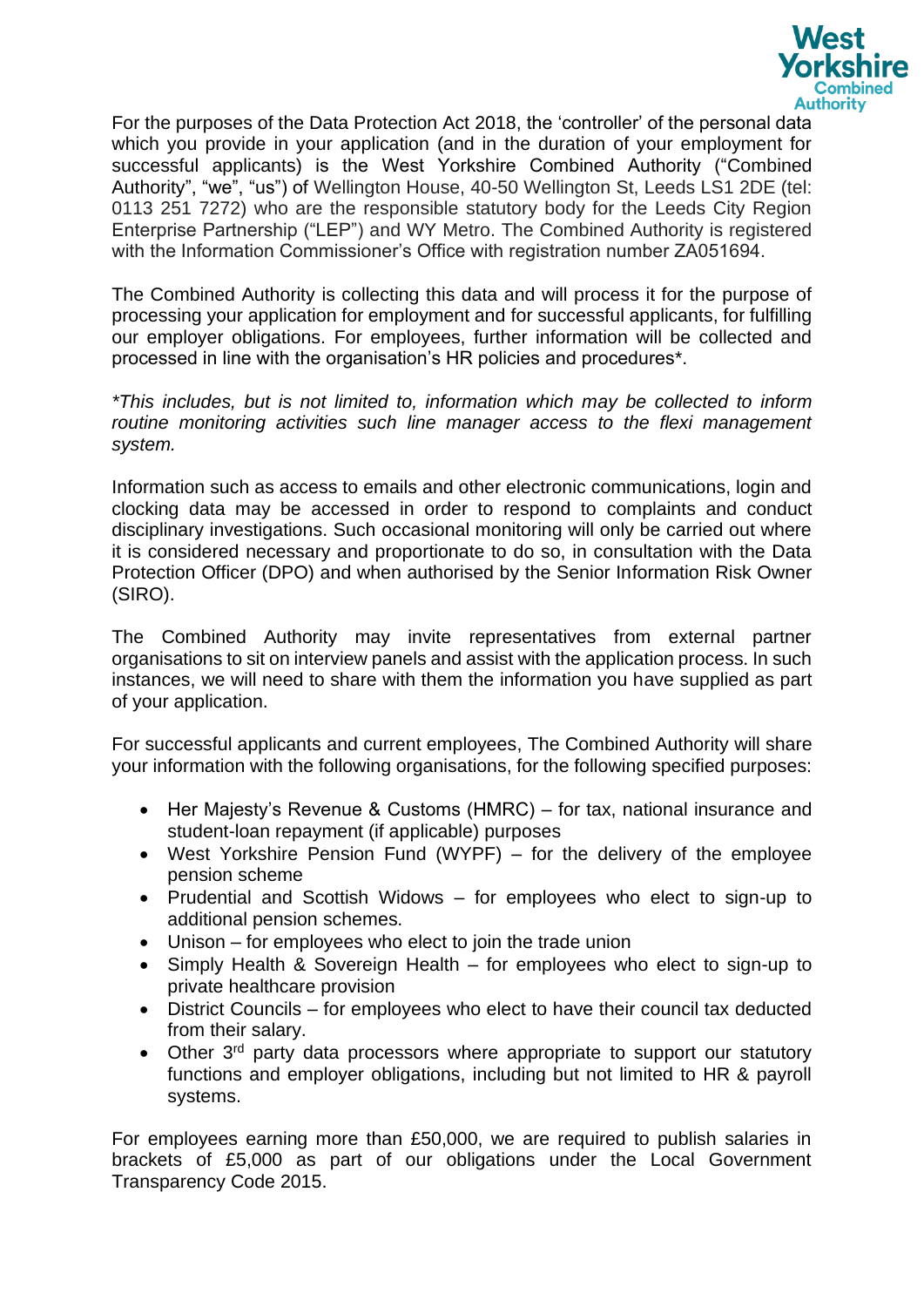For the purposes of the Data Protection Act 2018, the 'controller' of the personal data which you provide in your application (and in the duration of your employment for successful applicants) is the West Yorkshire Combined Authority ("Combined Authority", "we", "us") of Wellington House, 40-50 Wellington St, Leeds LS1 2DE (tel: 0113 251 7272) who are the responsible statutory body for the Leeds City Region Enterprise Partnership ("LEP") and WY Metro. The Combined Authority is registered with the Information Commissioner's Office with registration number ZA051694.

The Combined Authority is collecting this data and will process it for the purpose of processing your application for employment and for successful applicants, for fulfilling our employer obligations. For employees, further information will be collected and processed in line with the organisation's HR policies and procedures*.

*\*This includes, but is not limited to, information which may be collected to inform routine monitoring activities such line manager access to the flexi management system.*

Information such as access to emails and other electronic communications, login and clocking data may be accessed in order to respond to complaints and conduct disciplinary investigations. Such occasional monitoring will only be carried out where it is considered necessary and proportionate to do so, in consultation with the Data Protection Officer (DPO) and when authorised by the Senior Information Risk Owner (SIRO).

The Combined Authority may invite representatives from external partner organisations to sit on interview panels and assist with the application process. In such instances, we will need to share with them the information you have supplied as part of your application.

For successful applicants and current employees, The Combined Authority will share your information with the following organisations, for the following specified purposes:

- Her Majesty's Revenue & Customs (HMRC) – for tax, national insurance and student-loan repayment (if applicable) purposes
- West Yorkshire Pension Fund (WYPF) – for the delivery of the employee pension scheme
- Prudential and Scottish Widows – for employees who elect to sign-up to additional pension schemes.
- Unison – for employees who elect to join the trade union
- Simply Health & Sovereign Health – for employees who elect to sign-up to private healthcare provision
- District Councils – for employees who elect to have their council tax deducted from their salary.
- Other 3rd party data processors where appropriate to support our statutory functions and employer obligations, including but not limited to HR & payroll systems.

For employees earning more than £50,000, we are required to publish salaries in brackets of £5,000 as part of our obligations under the Local Government Transparency Code 2015.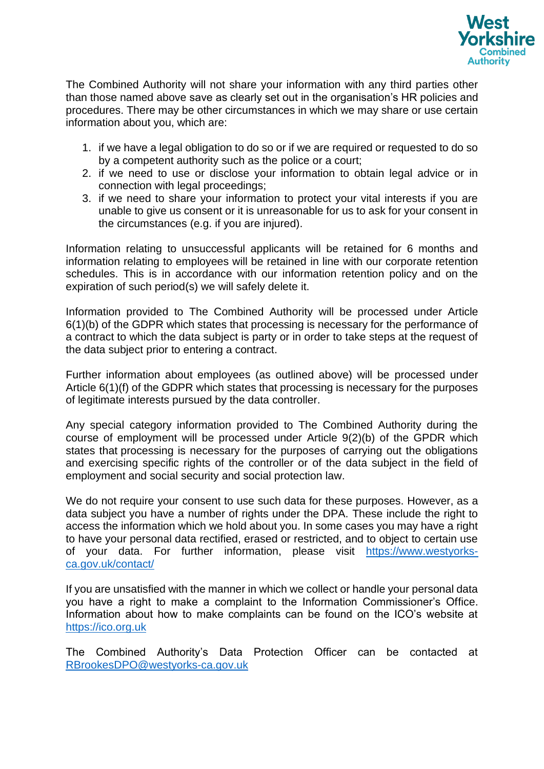The Combined Authority will not share your information with any third parties other than those named above save as clearly set out in the organisation's HR policies and procedures. There may be other circumstances in which we may share or use certain information about you, which are:

1. if we have a legal obligation to do so or if we are required or requested to do so by a competent authority such as the police or a court;
2. if we need to use or disclose your information to obtain legal advice or in connection with legal proceedings;
3. if we need to share your information to protect your vital interests if you are unable to give us consent or it is unreasonable for us to ask for your consent in the circumstances (e.g. if you are injured).

Information relating to unsuccessful applicants will be retained for 6 months and information relating to employees will be retained in line with our corporate retention schedules. This is in accordance with our information retention policy and on the expiration of such period(s) we will safely delete it.

Information provided to The Combined Authority will be processed under Article 6(1)(b) of the GDPR which states that processing is necessary for the performance of a contract to which the data subject is party or in order to take steps at the request of the data subject prior to entering a contract.

Further information about employees (as outlined above) will be processed under Article 6(1)(f) of the GDPR which states that processing is necessary for the purposes of legitimate interests pursued by the data controller.

Any special category information provided to The Combined Authority during the course of employment will be processed under Article 9(2)(b) of the GPDR which states that processing is necessary for the purposes of carrying out the obligations and exercising specific rights of the controller or of the data subject in the field of employment and social security and social protection law.

We do not require your consent to use such data for these purposes. However, as a data subject you have a number of rights under the DPA. These include the right to access the information which we hold about you. In some cases you may have a right to have your personal data rectified, erased or restricted, and to object to certain use of your data. For further information, please visit [https://www.westyorks-ca.gov.uk/contact/](https://www.westyorks-ca.gov.uk/contact/)

If you are unsatisfied with the manner in which we collect or handle your personal data you have a right to make a complaint to the Information Commissioner's Office. Information about how to make complaints can be found on the ICO's website at [https://ico.org.uk](https://ico.org.uk)

The Combined Authority's Data Protection Officer can be contacted at [RBrookesDPO@westyorks-ca.gov.uk](mailto:RBrookesDPO@westyorks-ca.gov.uk)